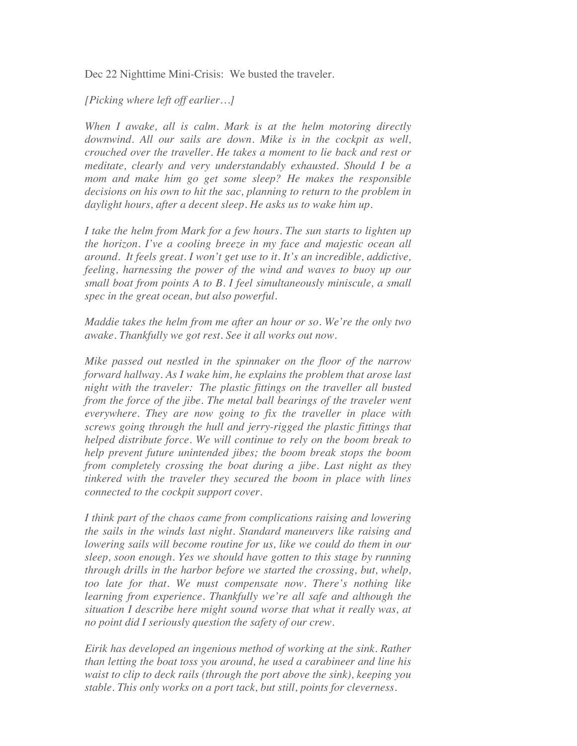Dec 22 Nighttime Mini-Crisis: We busted the traveler.

*[Picking where left off earlier…]*

*When I awake, all is calm. Mark is at the helm motoring directly downwind. All our sails are down. Mike is in the cockpit as well, crouched over the traveller. He takes a moment to lie back and rest or meditate, clearly and very understandably exhausted. Should I be a mom and make him go get some sleep? He makes the responsible decisions on his own to hit the sac, planning to return to the problem in daylight hours, after a decent sleep. He asks us to wake him up.*

*I take the helm from Mark for a few hours. The sun starts to lighten up the horizon. I've a cooling breeze in my face and majestic ocean all around. It feels great. I won't get use to it. It's an incredible, addictive, feeling, harnessing the power of the wind and waves to buoy up our small boat from points A to B. I feel simultaneously miniscule, a small spec in the great ocean, but also powerful.*

*Maddie takes the helm from me after an hour or so. We're the only two awake. Thankfully we got rest. See it all works out now.*

*Mike passed out nestled in the spinnaker on the floor of the narrow forward hallway. As I wake him, he explains the problem that arose last night with the traveler: The plastic fittings on the traveller all busted from the force of the jibe. The metal ball bearings of the traveler went everywhere. They are now going to fix the traveller in place with screws going through the hull and jerry-rigged the plastic fittings that helped distribute force. We will continue to rely on the boom break to help prevent future unintended jibes; the boom break stops the boom from completely crossing the boat during a jibe. Last night as they tinkered with the traveler they secured the boom in place with lines connected to the cockpit support cover.*

*I think part of the chaos came from complications raising and lowering the sails in the winds last night. Standard maneuvers like raising and lowering sails will become routine for us, like we could do them in our sleep, soon enough. Yes we should have gotten to this stage by running through drills in the harbor before we started the crossing, but, whelp, too late for that. We must compensate now. There's nothing like learning from experience. Thankfully we're all safe and although the situation I describe here might sound worse that what it really was, at no point did I seriously question the safety of our crew.*

*Eirik has developed an ingenious method of working at the sink. Rather than letting the boat toss you around, he used a carabineer and line his waist to clip to deck rails (through the port above the sink), keeping you stable. This only works on a port tack, but still, points for cleverness.*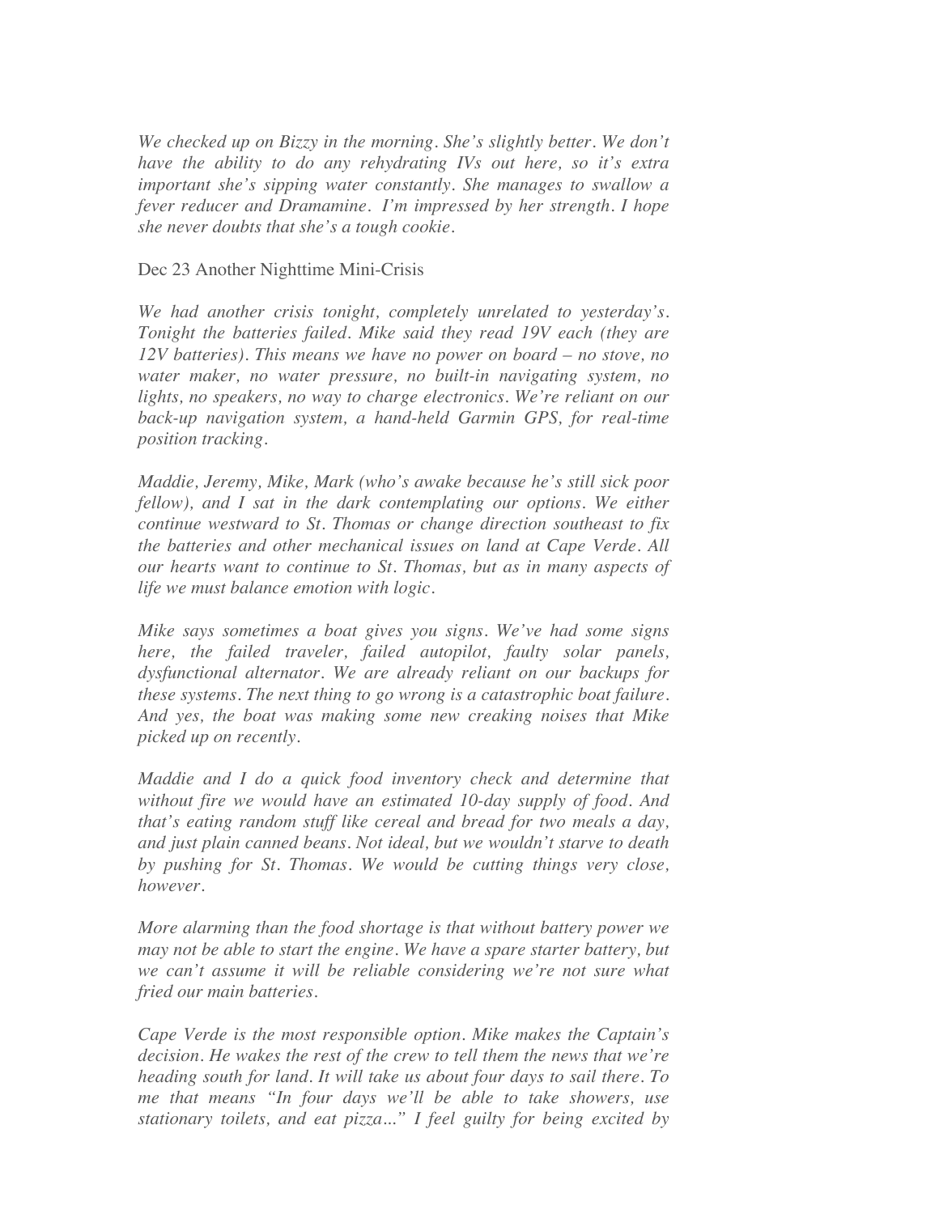*We checked up on Bizzy in the morning. She's slightly better. We don't have the ability to do any rehydrating IVs out here, so it's extra important she's sipping water constantly. She manages to swallow a fever reducer and Dramamine. I'm impressed by her strength. I hope she never doubts that she's a tough cookie.*

Dec 23 Another Nighttime Mini-Crisis

*We had another crisis tonight, completely unrelated to yesterday's. Tonight the batteries failed. Mike said they read 19V each (they are 12V batteries). This means we have no power on board – no stove, no water maker, no water pressure, no built-in navigating system, no lights, no speakers, no way to charge electronics. We're reliant on our back-up navigation system, a hand-held Garmin GPS, for real-time position tracking.*

*Maddie, Jeremy, Mike, Mark (who's awake because he's still sick poor fellow), and I sat in the dark contemplating our options. We either continue westward to St. Thomas or change direction southeast to fix the batteries and other mechanical issues on land at Cape Verde. All our hearts want to continue to St. Thomas, but as in many aspects of life we must balance emotion with logic.*

*Mike says sometimes a boat gives you signs. We've had some signs here, the failed traveler, failed autopilot, faulty solar panels, dysfunctional alternator. We are already reliant on our backups for these systems. The next thing to go wrong is a catastrophic boat failure. And yes, the boat was making some new creaking noises that Mike picked up on recently.*

*Maddie and I do a quick food inventory check and determine that without fire we would have an estimated 10-day supply of food. And that's eating random stuff like cereal and bread for two meals a day, and just plain canned beans. Not ideal, but we wouldn't starve to death by pushing for St. Thomas. We would be cutting things very close, however.*

*More alarming than the food shortage is that without battery power we may not be able to start the engine. We have a spare starter battery, but we can't assume it will be reliable considering we're not sure what fried our main batteries.*

*Cape Verde is the most responsible option. Mike makes the Captain's decision. He wakes the rest of the crew to tell them the news that we're heading south for land. It will take us about four days to sail there. To me that means "In four days we'll be able to take showers, use stationary toilets, and eat pizza..." I feel guilty for being excited by*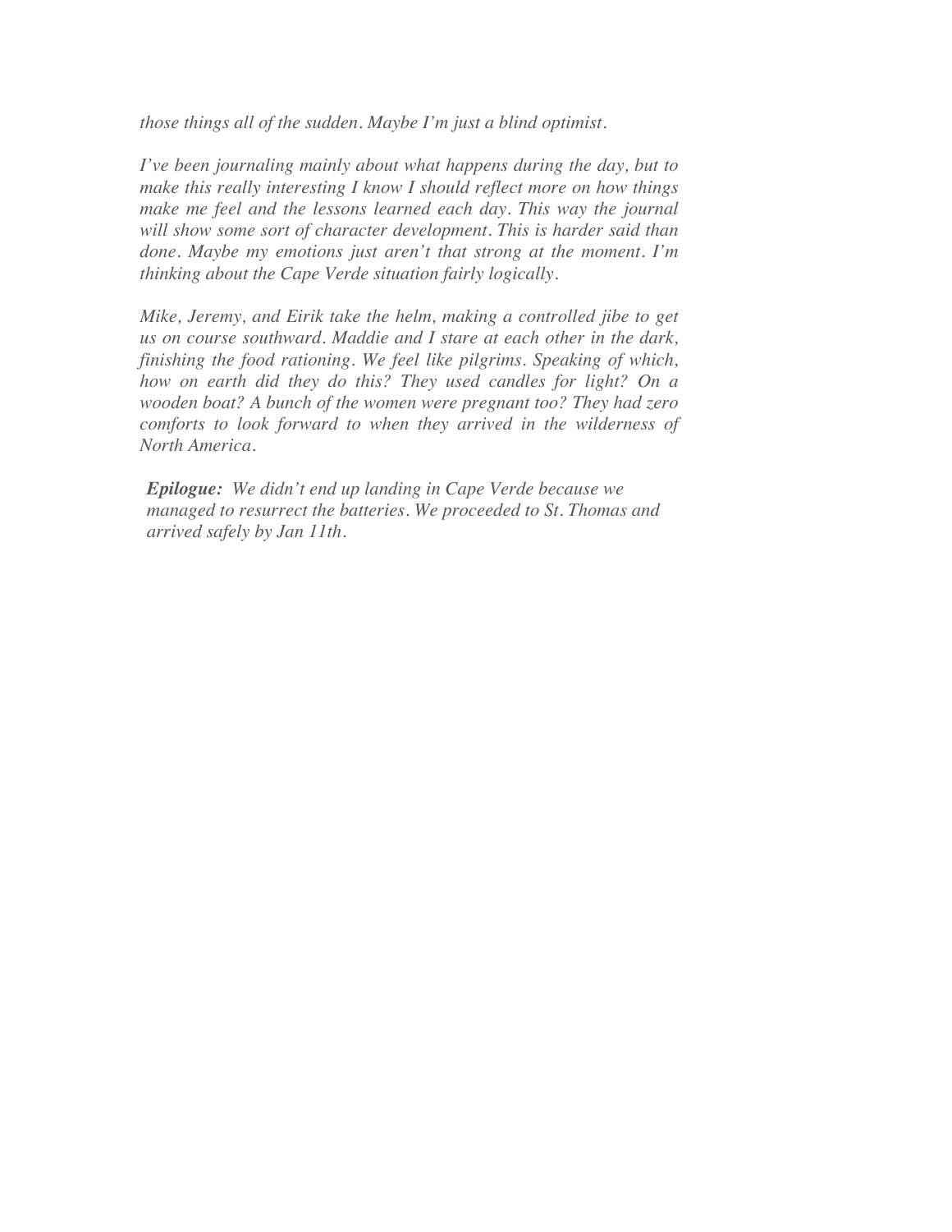*those things all of the sudden. Maybe I'm just a blind optimist.*

*I've been journaling mainly about what happens during the day, but to make this really interesting I know I should reflect more on how things make me feel and the lessons learned each day. This way the journal will show some sort of character development. This is harder said than done. Maybe my emotions just aren't that strong at the moment. I'm thinking about the Cape Verde situation fairly logically.*

*Mike, Jeremy, and Eirik take the helm, making a controlled jibe to get us on course southward. Maddie and I stare at each other in the dark, finishing the food rationing. We feel like pilgrims. Speaking of which, how on earth did they do this? They used candles for light? On a wooden boat? A bunch of the women were pregnant too? They had zero comforts to look forward to when they arrived in the wilderness of North America.*

***Epilogue:*** *We didn't end up landing in Cape Verde because we managed to resurrect the batteries. We proceeded to St. Thomas and arrived safely by Jan 11th.*